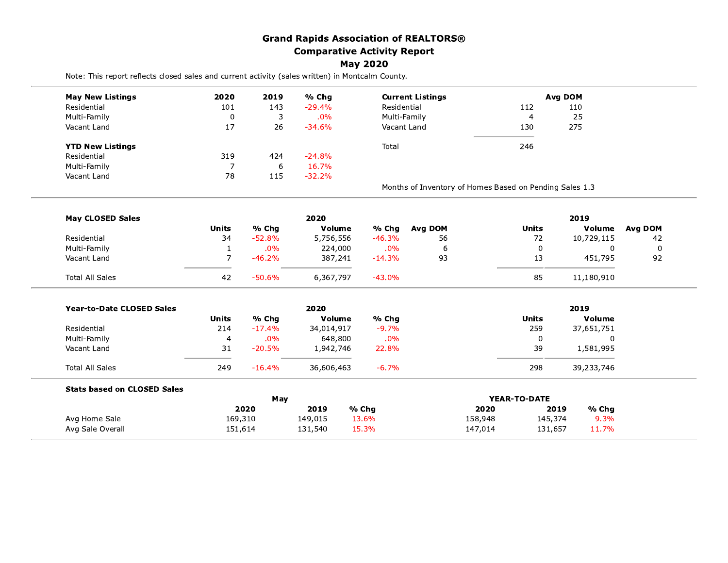# Grand Rapids Association of REALTORS®
## Comparative Activity Report
## May 2020

Note: This report reflects closed sales and current activity (sales written) in Montcalm County.

| May New Listings | 2020 | 2019 | % Chg |
|---|---|---|---|
| Residential | 101 | 143 | -29.4% |
| Multi-Family | 0 | 3 | .0% |
| Vacant Land | 17 | 26 | -34.6% |

| YTD New Listings | 2020 | 2019 | % Chg |
|---|---|---|---|
| Residential | 319 | 424 | -24.8% |
| Multi-Family | 7 | 6 | 16.7% |
| Vacant Land | 78 | 115 | -32.2% |

| Current Listings | | Avg DOM |
|---|---|---|
| Residential | 112 | 110 |
| Multi-Family | 4 | 25 |
| Vacant Land | 130 | 275 |
| Total | 246 | |

Months of Inventory of Homes Based on Pending Sales 1.3

| May CLOSED Sales | 2020 | | | | | 2019 | | |
|---|---|---|---|---|---|---|---|---|
| | Units | % Chg | Volume | % Chg | Avg DOM | Units | Volume | Avg DOM |
| Residential | 34 | -52.8% | 5,756,556 | -46.3% | 56 | 72 | 10,729,115 | 42 |
| Multi-Family | 1 | .0% | 224,000 | .0% | 6 | 0 | 0 | 0 |
| Vacant Land | 7 | -46.2% | 387,241 | -14.3% | 93 | 13 | 451,795 | 92 |
| Total All Sales | 42 | -50.6% | 6,367,797 | -43.0% | | 85 | 11,180,910 | |

| Year-to-Date CLOSED Sales | 2020 | | | | 2019 | |
|---|---|---|---|---|---|---|
| | Units | % Chg | Volume | % Chg | Units | Volume |
| Residential | 214 | -17.4% | 34,014,917 | -9.7% | 259 | 37,651,751 |
| Multi-Family | 4 | .0% | 648,800 | .0% | 0 | 0 |
| Vacant Land | 31 | -20.5% | 1,942,746 | 22.8% | 39 | 1,581,995 |
| Total All Sales | 249 | -16.4% | 36,606,463 | -6.7% | 298 | 39,233,746 |

| Stats based on CLOSED Sales | May | | | YEAR-TO-DATE | | |
|---|---|---|---|---|---|---|
| | 2020 | 2019 | % Chg | 2020 | 2019 | % Chg |
| Avg Home Sale | 169,310 | 149,015 | 13.6% | 158,948 | 145,374 | 9.3% |
| Avg Sale Overall | 151,614 | 131,540 | 15.3% | 147,014 | 131,657 | 11.7% |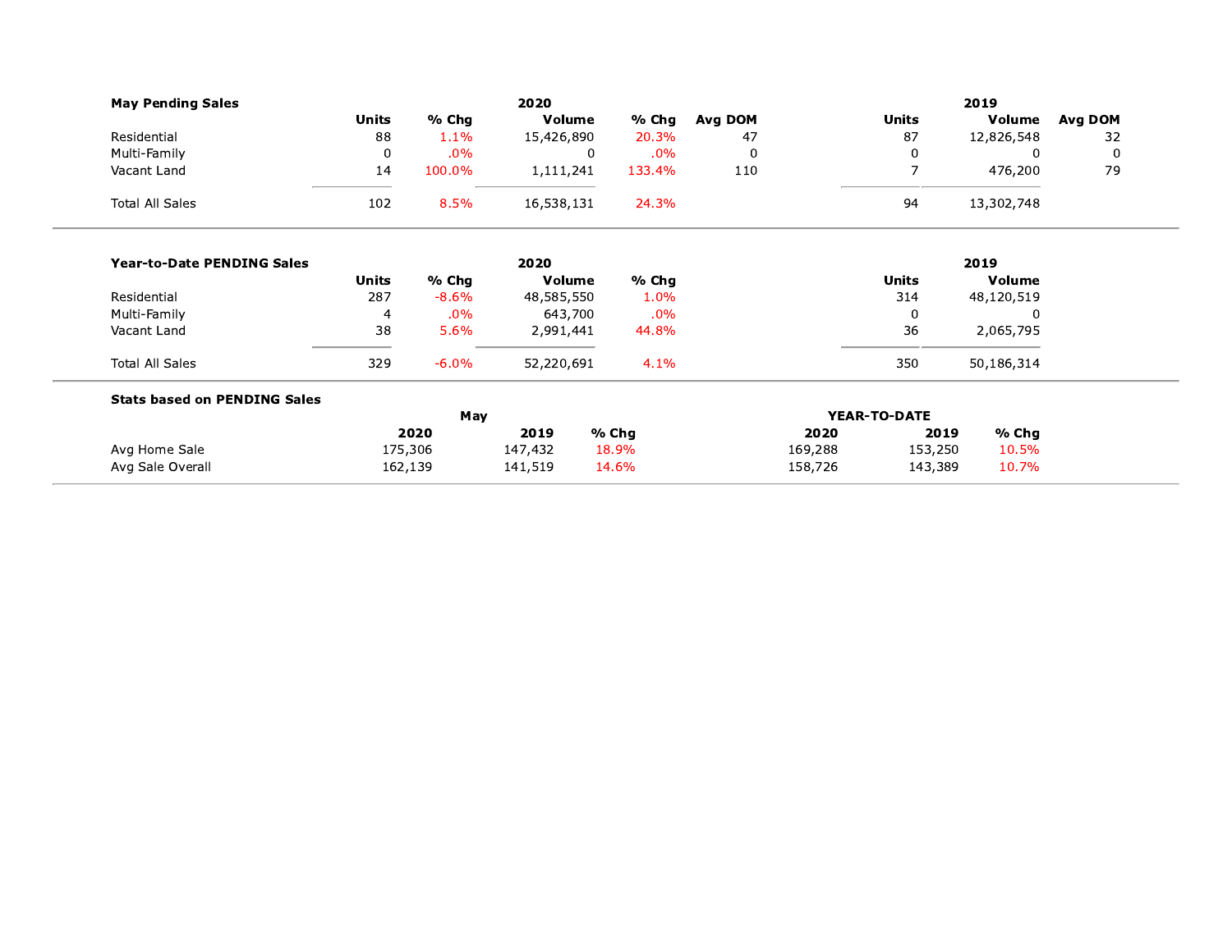## May Pending Sales

| | 2020 | | | | | 2019 | | |
|---|---|---|---|---|---|---|---|---|
| | Units | % Chg | Volume | % Chg | Avg DOM | Units | Volume | Avg DOM |
| Residential | 88 | 1.1% | 15,426,890 | 20.3% | 47 | 87 | 12,826,548 | 32 |
| Multi-Family | 0 | .0% | 0 | .0% | 0 | 0 | 0 | 0 |
| Vacant Land | 14 | 100.0% | 1,111,241 | 133.4% | 110 | 7 | 476,200 | 79 |
| Total All Sales | 102 | 8.5% | 16,538,131 | 24.3% | | 94 | 13,302,748 | |

## Year-to-Date PENDING Sales

| | 2020 | | | | 2019 | |
|---|---|---|---|---|---|---|
| | Units | % Chg | Volume | % Chg | Units | Volume |
| Residential | 287 | -8.6% | 48,585,550 | 1.0% | 314 | 48,120,519 |
| Multi-Family | 4 | .0% | 643,700 | .0% | 0 | 0 |
| Vacant Land | 38 | 5.6% | 2,991,441 | 44.8% | 36 | 2,065,795 |
| Total All Sales | 329 | -6.0% | 52,220,691 | 4.1% | 350 | 50,186,314 |

## Stats based on PENDING Sales

| | May | | | YEAR-TO-DATE | | |
|---|---|---|---|---|---|---|
| | 2020 | 2019 | % Chg | 2020 | 2019 | % Chg |
| Avg Home Sale | 175,306 | 147,432 | 18.9% | 169,288 | 153,250 | 10.5% |
| Avg Sale Overall | 162,139 | 141,519 | 14.6% | 158,726 | 143,389 | 10.7% |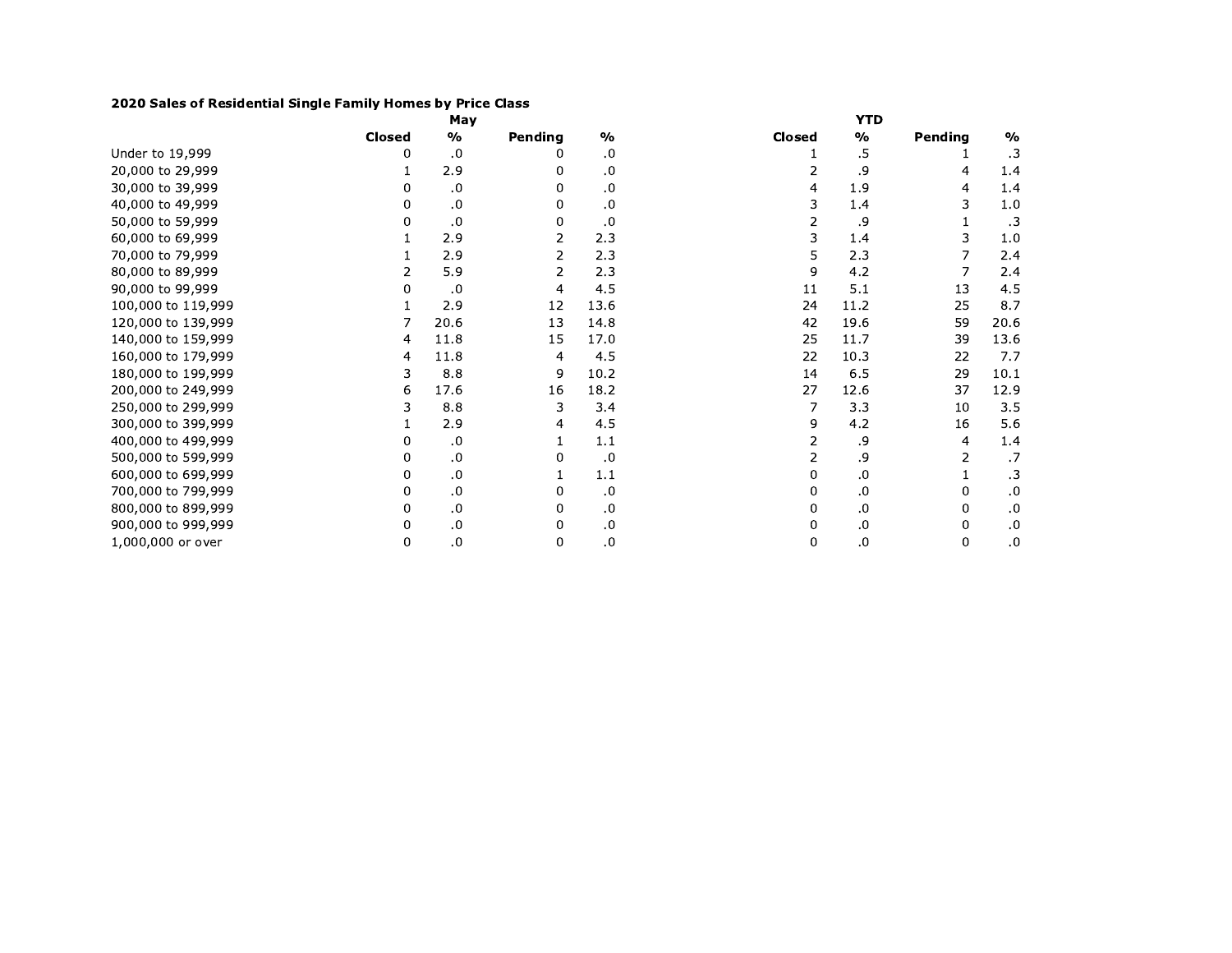**2020 Sales of Residential Single Family Homes by Price Class**

| | May | | | | YTD | | | |
|---|---|---|---|---|---|---|---|---|
| | Closed | % | Pending | % | Closed | % | Pending | % |
| Under to 19,999 | 0 | .0 | 0 | .0 | 1 | .5 | 1 | .3 |
| 20,000 to 29,999 | 1 | 2.9 | 0 | .0 | 2 | .9 | 4 | 1.4 |
| 30,000 to 39,999 | 0 | .0 | 0 | .0 | 4 | 1.9 | 4 | 1.4 |
| 40,000 to 49,999 | 0 | .0 | 0 | .0 | 3 | 1.4 | 3 | 1.0 |
| 50,000 to 59,999 | 0 | .0 | 0 | .0 | 2 | .9 | 1 | .3 |
| 60,000 to 69,999 | 1 | 2.9 | 2 | 2.3 | 3 | 1.4 | 3 | 1.0 |
| 70,000 to 79,999 | 1 | 2.9 | 2 | 2.3 | 5 | 2.3 | 7 | 2.4 |
| 80,000 to 89,999 | 2 | 5.9 | 2 | 2.3 | 9 | 4.2 | 7 | 2.4 |
| 90,000 to 99,999 | 0 | .0 | 4 | 4.5 | 11 | 5.1 | 13 | 4.5 |
| 100,000 to 119,999 | 1 | 2.9 | 12 | 13.6 | 24 | 11.2 | 25 | 8.7 |
| 120,000 to 139,999 | 7 | 20.6 | 13 | 14.8 | 42 | 19.6 | 59 | 20.6 |
| 140,000 to 159,999 | 4 | 11.8 | 15 | 17.0 | 25 | 11.7 | 39 | 13.6 |
| 160,000 to 179,999 | 4 | 11.8 | 4 | 4.5 | 22 | 10.3 | 22 | 7.7 |
| 180,000 to 199,999 | 3 | 8.8 | 9 | 10.2 | 14 | 6.5 | 29 | 10.1 |
| 200,000 to 249,999 | 6 | 17.6 | 16 | 18.2 | 27 | 12.6 | 37 | 12.9 |
| 250,000 to 299,999 | 3 | 8.8 | 3 | 3.4 | 7 | 3.3 | 10 | 3.5 |
| 300,000 to 399,999 | 1 | 2.9 | 4 | 4.5 | 9 | 4.2 | 16 | 5.6 |
| 400,000 to 499,999 | 0 | .0 | 1 | 1.1 | 2 | .9 | 4 | 1.4 |
| 500,000 to 599,999 | 0 | .0 | 0 | .0 | 2 | .9 | 2 | .7 |
| 600,000 to 699,999 | 0 | .0 | 1 | 1.1 | 0 | .0 | 1 | .3 |
| 700,000 to 799,999 | 0 | .0 | 0 | .0 | 0 | .0 | 0 | .0 |
| 800,000 to 899,999 | 0 | .0 | 0 | .0 | 0 | .0 | 0 | .0 |
| 900,000 to 999,999 | 0 | .0 | 0 | .0 | 0 | .0 | 0 | .0 |
| 1,000,000 or over | 0 | .0 | 0 | .0 | 0 | .0 | 0 | .0 |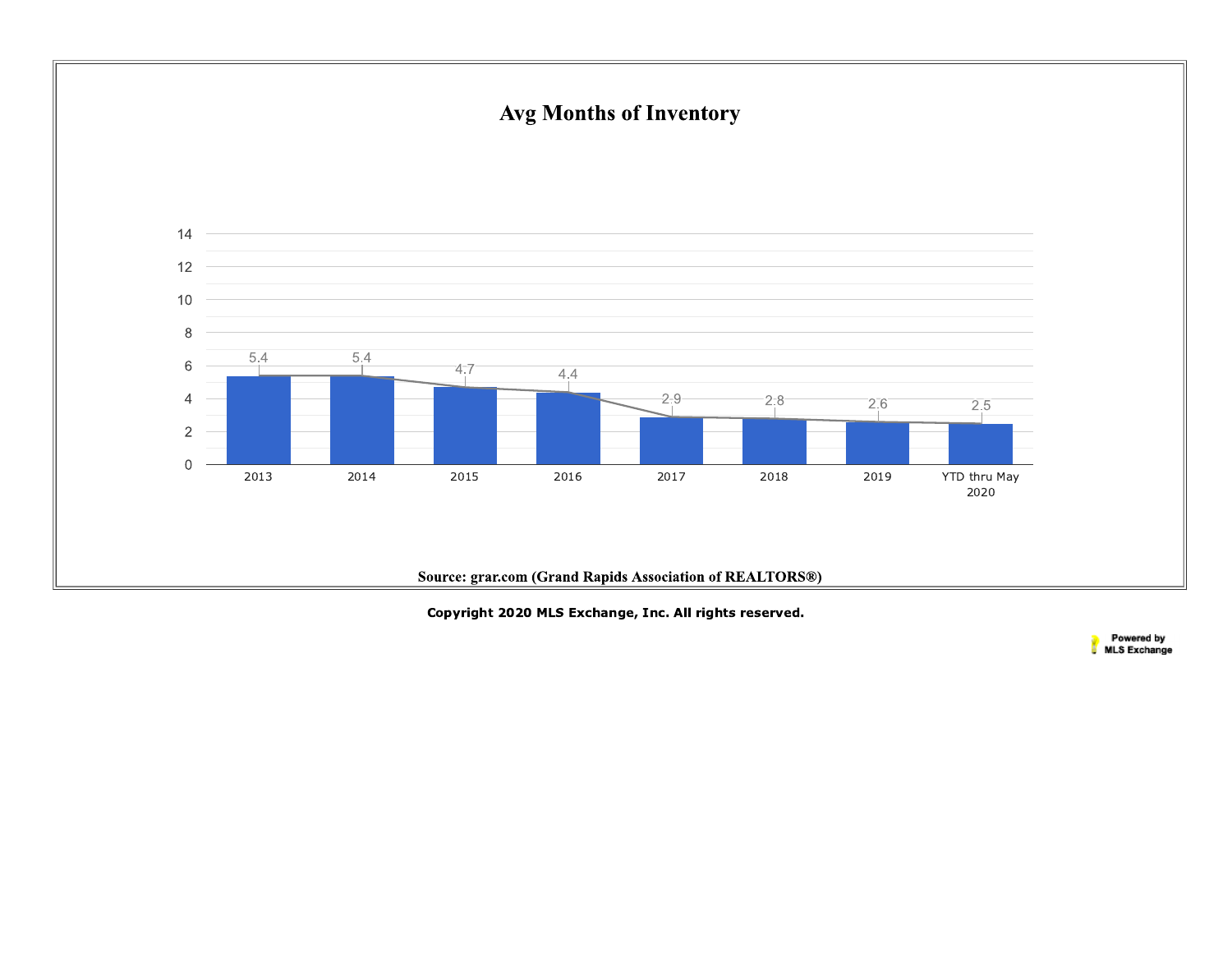# Avg Months of Inventory

14
12
10
8
6
4
2
0

5.4
5.4
4.7
4.4
2.9
2.8
2.6
2.5

2013
2014
2015
2016
2017
2018
2019
YTD thru May 2020

**Source: grar.com (Grand Rapids Association of REALTORS®)**

**Copyright 2020 MLS Exchange, Inc. All rights reserved.**

Powered by MLS Exchange